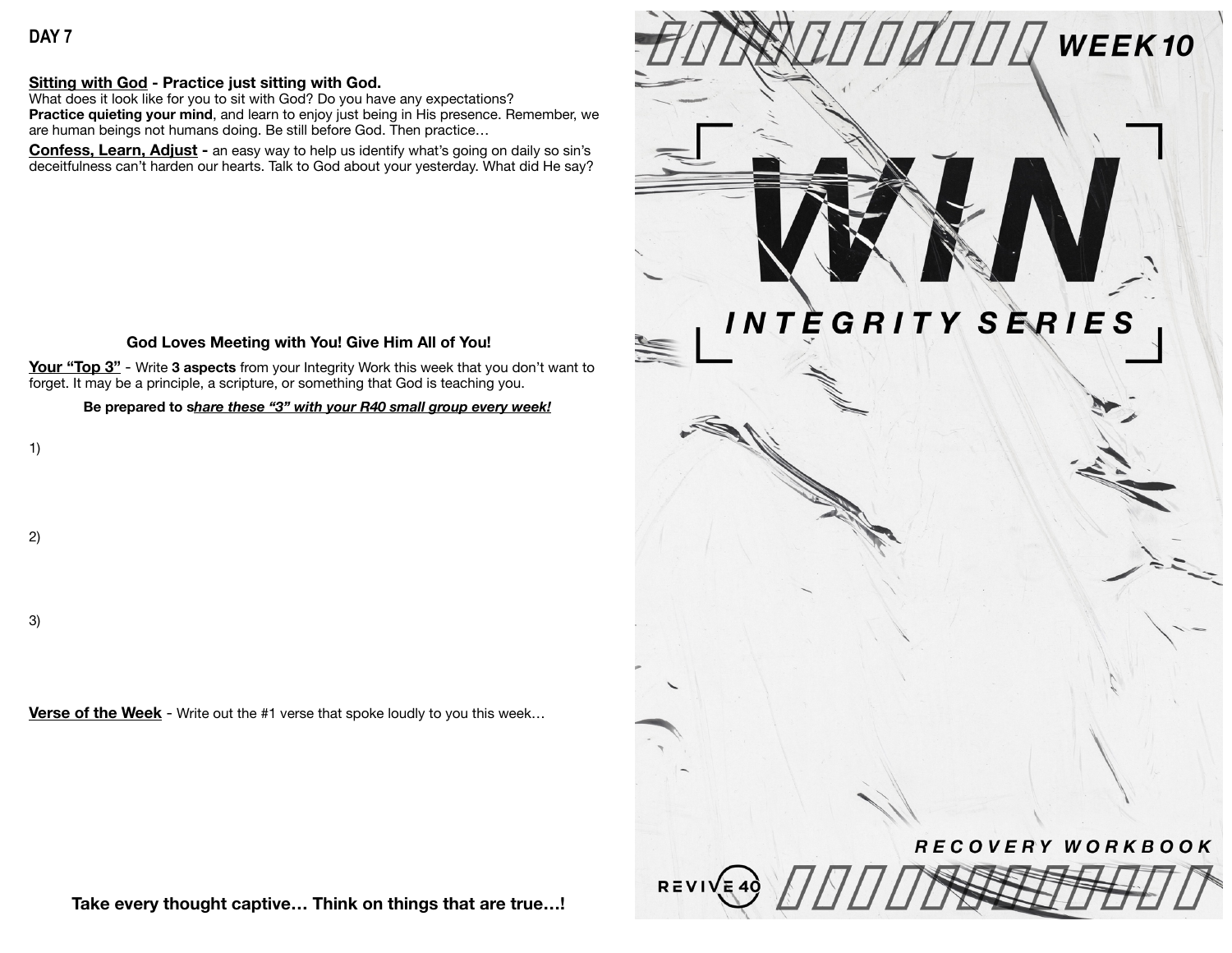## DAY 7

**Sitting with God - Practice just sitting with God.**
What does it look like for you to sit with God? Do you have any expectations?
**Practice quieting your mind**, and learn to enjoy just being in His presence. Remember, we are human beings not humans doing. Be still before God. Then practice…

**Confess, Learn, Adjust -** an easy way to help us identify what's going on daily so sin's deceitfulness can't harden our hearts. Talk to God about your yesterday. What did He say?

**God Loves Meeting with You! Give Him All of You!**

**Your "Top 3"** - Write **3 aspects** from your Integrity Work this week that you don't want to forget. It may be a principle, a scripture, or something that God is teaching you.

**Be prepared to s*hare these "3" with your R40 small group every week!***

1)

2)

3)

**Verse of the Week** - Write out the #1 verse that spoke loudly to you this week…

**Take every thought captive… Think on things that are true…!**

***WEEK 10***

# WIN

***INTEGRITY SERIES***

***RECOVERY WORKBOOK***

REVIVE 40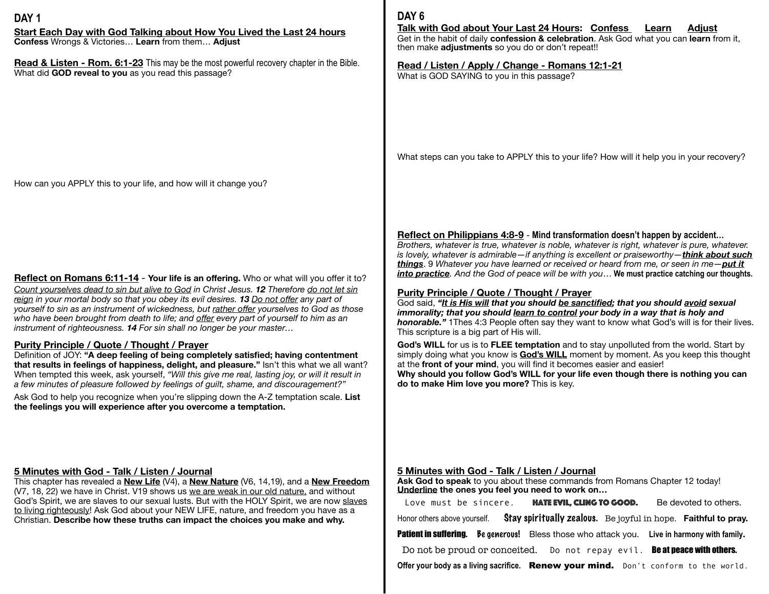## DAY 1

**Start Each Day with God Talking about How You Lived the Last 24 hours**
**Confess** Wrongs & Victories… **Learn** from them… **Adjust**

**Read & Listen - Rom. 6:1-23** This may be the most powerful recovery chapter in the Bible.
What did **GOD reveal to you** as you read this passage?

How can you APPLY this to your life, and how will it change you?

**Reflect on Romans 6:11-14** - **Your life is an offering.** Who or what will you offer it to?
*Count yourselves dead to sin but alive to God in Christ Jesus. **12** Therefore do not let sin reign in your mortal body so that you obey its evil desires. **13** Do not offer any part of yourself to sin as an instrument of wickedness, but rather offer yourselves to God as those who have been brought from death to life; and offer every part of yourself to him as an instrument of righteousness. **14** For sin shall no longer be your master…*

**Purity Principle / Quote / Thought / Prayer**
Definition of JOY: **"A deep feeling of being completely satisfied; having contentment that results in feelings of happiness, delight, and pleasure."** Isn't this what we all want? When tempted this week, ask yourself, *"Will this give me real, lasting joy, or will it result in a few minutes of pleasure followed by feelings of guilt, shame, and discouragement?"*

Ask God to help you recognize when you're slipping down the A-Z temptation scale. **List the feelings you will experience after you overcome a temptation.**

**5 Minutes with God - Talk / Listen / Journal**
This chapter has revealed a **New Life** (V4), a **New Nature** (V6, 14,19), and a **New Freedom** (V7, 18, 22) we have in Christ. V19 shows us we are weak in our old nature, and without God's Spirit, we are slaves to our sexual lusts. But with the HOLY Spirit, we are now slaves to living righteously! Ask God about your NEW LIFE, nature, and freedom you have as a Christian. **Describe how these truths can impact the choices you make and why.**

## DAY 6

**Talk with God about Your Last 24 Hours: Confess Learn Adjust**
Get in the habit of daily **confession & celebration**. Ask God what you can **learn** from it, then make **adjustments** so you do or don't repeat!!

**Read / Listen / Apply / Change - Romans 12:1-21**
What is GOD SAYING to you in this passage?

What steps can you take to APPLY this to your life? How will it help you in your recovery?

**Reflect on Philippians 4:8-9** - **Mind transformation doesn't happen by accident…**
*Brothers, whatever is true, whatever is noble, whatever is right, whatever is pure, whatever. is lovely, whatever is admirable—if anything is excellent or praiseworthy—**think about such things**. 9 Whatever you have learned or received or heard from me, or seen in me—**put it into practice**. And the God of peace will be with you…* **We must practice catching our thoughts.**

**Purity Principle / Quote / Thought / Prayer**
God said, ***"It is His will that you should be sanctified; that you should avoid sexual immorality; that you should learn to control your body in a way that is holy and honorable."*** 1Thes 4:3 People often say they want to know what God's will is for their lives. This scripture is a big part of His will.

**God's WILL** for us is to **FLEE temptation** and to stay unpolluted from the world. Start by simply doing what you know is **God's WILL** moment by moment. As you keep this thought at the **front of your mind**, you will find it becomes easier and easier!
**Why should you follow God's WILL for your life even though there is nothing you can do to make Him love you more?** This is key.

**5 Minutes with God - Talk / Listen / Journal**
**Ask God to speak** to you about these commands from Romans Chapter 12 today!
**Underline the ones you feel you need to work on…**

Love must be sincere. **HATE EVIL, CLING TO GOOD.** Be devoted to others.

Honor others above yourself. **Stay spiritually zealous.** Be joyful in hope. **Faithful to pray.**

**Patient in suffering.** *Be generous!* Bless those who attack you. **Live in harmony with family.**

Do not be proud or conceited. Do not repay evil. **Be at peace with others.**

**Offer your body as a living sacrifice.** **Renew your mind.** Don't conform to the world.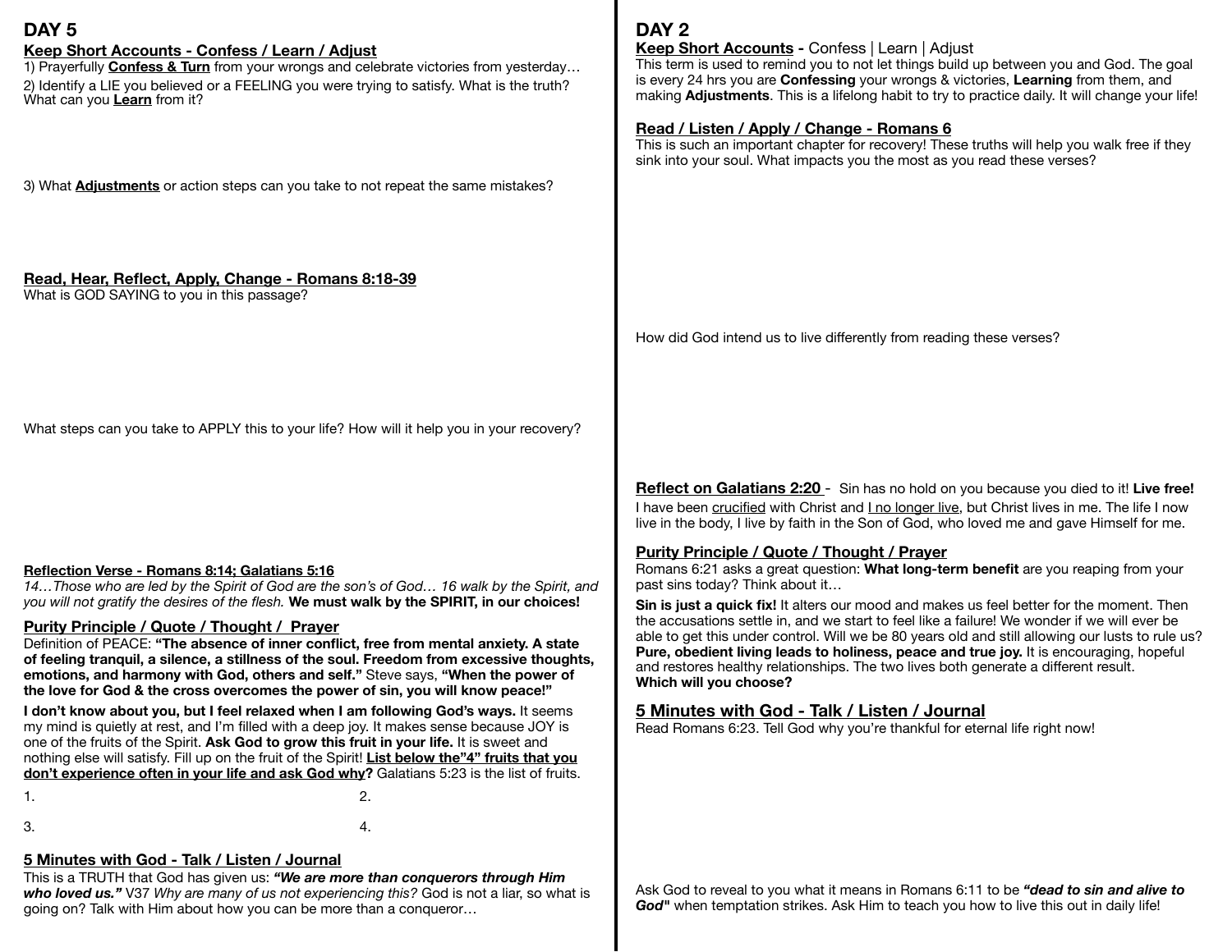# DAY 5

## Keep Short Accounts - Confess / Learn / Adjust

1) Prayerfully **Confess & Turn** from your wrongs and celebrate victories from yesterday…

2) Identify a LIE you believed or a FEELING you were trying to satisfy. What is the truth? What can you **Learn** from it?

3) What **Adjustments** or action steps can you take to not repeat the same mistakes?

## Read, Hear, Reflect, Apply, Change - Romans 8:18-39

What is GOD SAYING to you in this passage?

What steps can you take to APPLY this to your life? How will it help you in your recovery?

### Reflection Verse - Romans 8:14; Galatians 5:16

*14…Those who are led by the Spirit of God are the son's of God… 16 walk by the Spirit, and you will not gratify the desires of the flesh.* **We must walk by the SPIRIT, in our choices!**

## Purity Principle / Quote / Thought / Prayer

Definition of PEACE: **"The absence of inner conflict, free from mental anxiety. A state of feeling tranquil, a silence, a stillness of the soul. Freedom from excessive thoughts, emotions, and harmony with God, others and self."** Steve says, **"When the power of the love for God & the cross overcomes the power of sin, you will know peace!"**

**I don't know about you, but I feel relaxed when I am following God's ways.** It seems my mind is quietly at rest, and I'm filled with a deep joy. It makes sense because JOY is one of the fruits of the Spirit. **Ask God to grow this fruit in your life.** It is sweet and nothing else will satisfy. Fill up on the fruit of the Spirit! **List below the"4" fruits that you don't experience often in your life and ask God why?** Galatians 5:23 is the list of fruits.

1.

2.

3.

4.

## 5 Minutes with God - Talk / Listen / Journal

This is a TRUTH that God has given us: ***"We are more than conquerors through Him who loved us."*** V37 *Why are many of us not experiencing this?* God is not a liar, so what is going on? Talk with Him about how you can be more than a conqueror…

# DAY 2

## Keep Short Accounts - Confess | Learn | Adjust

This term is used to remind you to not let things build up between you and God. The goal is every 24 hrs you are **Confessing** your wrongs & victories, **Learning** from them, and making **Adjustments**. This is a lifelong habit to try to practice daily. It will change your life!

## Read / Listen / Apply / Change - Romans 6

This is such an important chapter for recovery! These truths will help you walk free if they sink into your soul. What impacts you the most as you read these verses?

How did God intend us to live differently from reading these verses?

## Reflect on Galatians 2:20 - Sin has no hold on you because you died to it! **Live free!**

I have been crucified with Christ and I no longer live, but Christ lives in me. The life I now live in the body, I live by faith in the Son of God, who loved me and gave Himself for me.

## Purity Principle / Quote / Thought / Prayer

Romans 6:21 asks a great question: **What long-term benefit** are you reaping from your past sins today? Think about it…

**Sin is just a quick fix!** It alters our mood and makes us feel better for the moment. Then the accusations settle in, and we start to feel like a failure! We wonder if we will ever be able to get this under control. Will we be 80 years old and still allowing our lusts to rule us? **Pure, obedient living leads to holiness, peace and true joy.** It is encouraging, hopeful and restores healthy relationships. The two lives both generate a different result.
**Which will you choose?**

## 5 Minutes with God - Talk / Listen / Journal

Read Romans 6:23. Tell God why you're thankful for eternal life right now!

Ask God to reveal to you what it means in Romans 6:11 to be ***"dead to sin and alive to God"*** when temptation strikes. Ask Him to teach you how to live this out in daily life!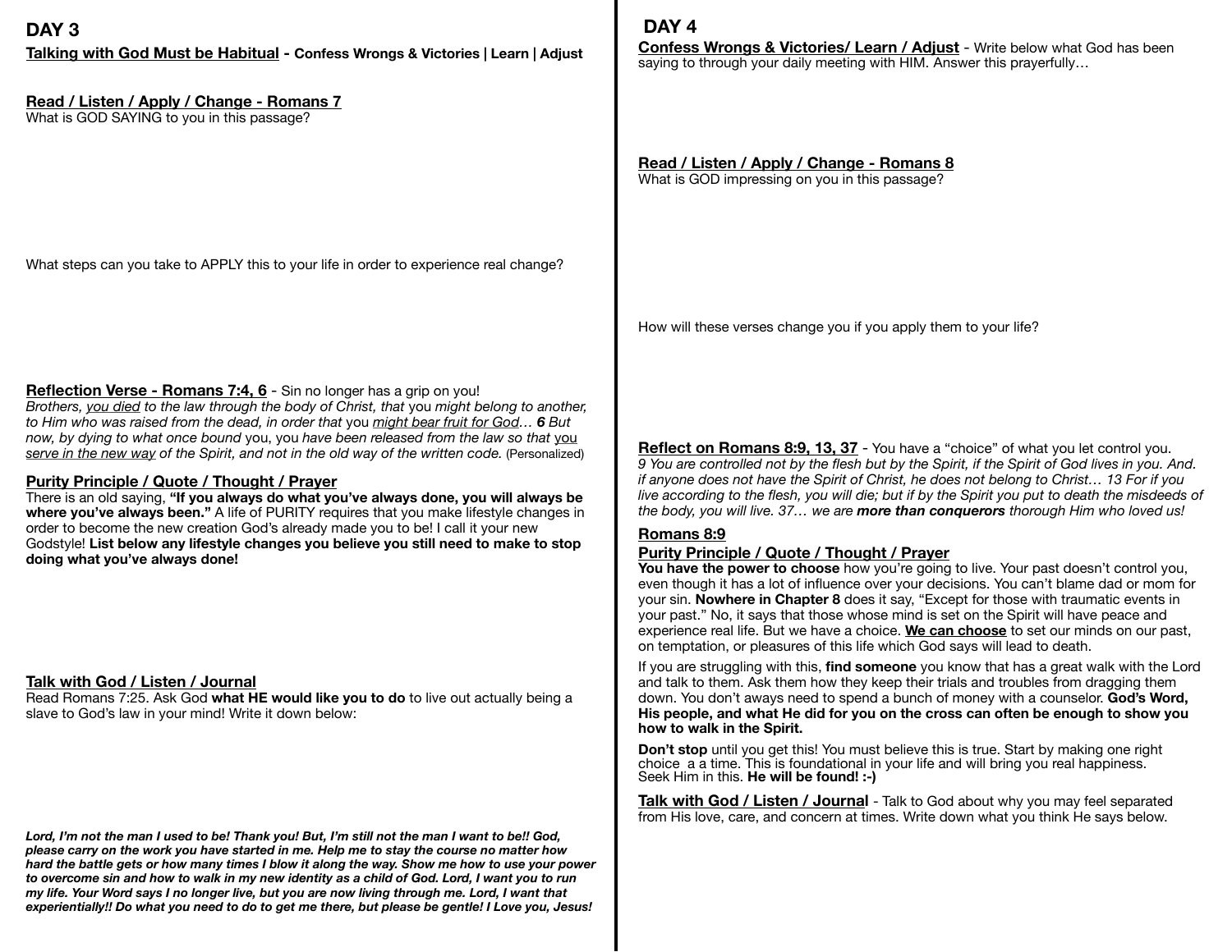## DAY 3

**Talking with God Must be Habitual - Confess Wrongs & Victories | Learn | Adjust**

**Read / Listen / Apply / Change - Romans 7**

What is GOD SAYING to you in this passage?

What steps can you take to APPLY this to your life in order to experience real change?

**Reflection Verse - Romans 7:4, 6** - Sin no longer has a grip on you!

*Brothers, you died to the law through the body of Christ, that* you *might belong to another, to Him who was raised from the dead, in order that* you *might bear fruit for God…* ***6*** *But now, by dying to what once bound* you, you *have been released from the law so that you serve in the new way of the Spirit, and not in the old way of the written code.* (Personalized)

**Purity Principle / Quote / Thought / Prayer**

There is an old saying, **"If you always do what you've always done, you will always be where you've always been."** A life of PURITY requires that you make lifestyle changes in order to become the new creation God's already made you to be! I call it your new Godstyle! **List below any lifestyle changes you believe you still need to make to stop doing what you've always done!**

**Talk with God / Listen / Journal**

Read Romans 7:25. Ask God **what HE would like you to do** to live out actually being a slave to God's law in your mind! Write it down below:

***Lord, I'm not the man I used to be! Thank you! But, I'm still not the man I want to be!! God, please carry on the work you have started in me. Help me to stay the course no matter how hard the battle gets or how many times I blow it along the way. Show me how to use your power to overcome sin and how to walk in my new identity as a child of God. Lord, I want you to run my life. Your Word says I no longer live, but you are now living through me. Lord, I want that experientially!! Do what you need to do to get me there, but please be gentle! I Love you, Jesus!***

## DAY 4

**Confess Wrongs & Victories/ Learn / Adjust** - Write below what God has been saying to through your daily meeting with HIM. Answer this prayerfully…

**Read / Listen / Apply / Change - Romans 8**

What is GOD impressing on you in this passage?

How will these verses change you if you apply them to your life?

**Reflect on Romans 8:9, 13, 37** - You have a "choice" of what you let control you.

*9 You are controlled not by the flesh but by the Spirit, if the Spirit of God lives in you. And. if anyone does not have the Spirit of Christ, he does not belong to Christ… 13 For if you live according to the flesh, you will die; but if by the Spirit you put to death the misdeeds of the body, you will live. 37… we are* ***more than conquerors*** *thorough Him who loved us!*

**Romans 8:9**

**Purity Principle / Quote / Thought / Prayer**

**You have the power to choose** how you're going to live. Your past doesn't control you, even though it has a lot of influence over your decisions. You can't blame dad or mom for your sin. **Nowhere in Chapter 8** does it say, "Except for those with traumatic events in your past." No, it says that those whose mind is set on the Spirit will have peace and experience real life. But we have a choice. **We can choose** to set our minds on our past, on temptation, or pleasures of this life which God says will lead to death.

If you are struggling with this, **find someone** you know that has a great walk with the Lord and talk to them. Ask them how they keep their trials and troubles from dragging them down. You don't aways need to spend a bunch of money with a counselor. **God's Word, His people, and what He did for you on the cross can often be enough to show you how to walk in the Spirit.**

**Don't stop** until you get this! You must believe this is true. Start by making one right choice a a time. This is foundational in your life and will bring you real happiness. Seek Him in this. **He will be found! :-)**

**Talk with God / Listen / Journal** - Talk to God about why you may feel separated from His love, care, and concern at times. Write down what you think He says below.